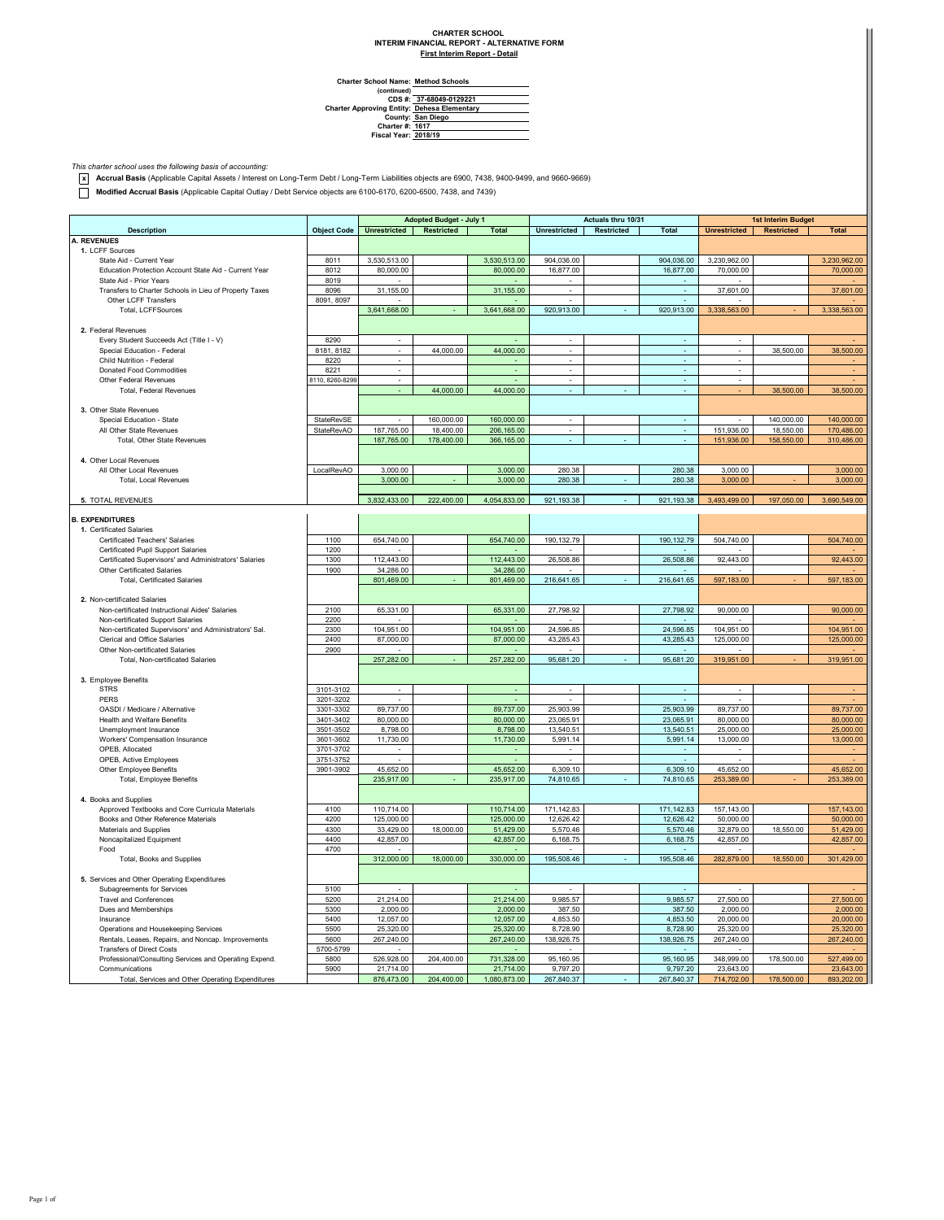# CHARTER SCHOOL
## INTERIM FINANCIAL REPORT - ALTERNATIVE FORM
**First Interim Report - Detail**

**Charter School Name:** Method Schools
**(continued)**
**CDS #:** 37-68049-0129221
**Charter Approving Entity:** Dehesa Elementary
**County:** San Diego
**Charter #:** 1617
**Fiscal Year:** 2018/19

*This charter school uses the following basis of accounting:*

- [x] **Accrual Basis** (Applicable Capital Assets / Interest on Long-Term Debt / Long-Term Liabilities objects are 6900, 7438, 9400-9499, and 9660-9669)
- [ ] **Modified Accrual Basis** (Applicable Capital Outlay / Debt Service objects are 6100-6170, 6200-6500, 7438, and 7439)

| Description | Object Code | Adopted Budget - July 1 | | | Actuals thru 10/31 | | | 1st Interim Budget | | |
|---|---|---|---|---|---|---|---|---|---|---|
| | | Unrestricted | Restricted | Total | Unrestricted | Restricted | Total | Unrestricted | Restricted | Total |
| **A. REVENUES** | | | | | | | | | | |
| **1.** LCFF Sources | | | | | | | | | | |
| State Aid - Current Year | 8011 | 3,530,513.00 | | 3,530,513.00 | 904,036.00 | | 904,036.00 | 3,230,962.00 | | 3,230,962.00 |
| Education Protection Account State Aid - Current Year | 8012 | 80,000.00 | | 80,000.00 | 16,877.00 | | 16,877.00 | 70,000.00 | | 70,000.00 |
| State Aid - Prior Years | 8019 | - | | - | - | | - | - | | - |
| Transfers to Charter Schools in Lieu of Property Taxes | 8096 | 31,155.00 | | 31,155.00 | - | | - | 37,601.00 | | 37,601.00 |
| Other LCFF Transfers | 8091, 8097 | - | | - | - | | - | - | | - |
| Total, LCFFSources | | 3,641,668.00 | - | 3,641,668.00 | 920,913.00 | - | 920,913.00 | 3,338,563.00 | - | 3,338,563.00 |
| **2.** Federal Revenues | | | | | | | | | | |
| Every Student Succeeds Act (Title I - V) | 8290 | - | | - | - | | - | - | | - |
| Special Education - Federal | 8181, 8182 | - | 44,000.00 | 44,000.00 | - | | - | - | 38,500.00 | 38,500.00 |
| Child Nutrition - Federal | 8220 | - | | - | - | | - | - | | - |
| Donated Food Commodities | 8221 | - | | - | - | | - | - | | - |
| Other Federal Revenues | 8110, 8260-8299 | - | | - | - | | - | - | | - |
| Total, Federal Revenues | | - | 44,000.00 | 44,000.00 | - | - | - | - | 38,500.00 | 38,500.00 |
| **3.** Other State Revenues | | | | | | | | | | |
| Special Education - State | StateRevSE | - | 160,000.00 | 160,000.00 | - | | - | - | 140,000.00 | 140,000.00 |
| All Other State Revenues | StateRevAO | 187,765.00 | 18,400.00 | 206,165.00 | - | | - | 151,936.00 | 18,550.00 | 170,486.00 |
| Total, Other State Revenues | | 187,765.00 | 178,400.00 | 366,165.00 | - | - | - | 151,936.00 | 158,550.00 | 310,486.00 |
| **4.** Other Local Revenues | | | | | | | | | | |
| All Other Local Revenues | LocalRevAO | 3,000.00 | | 3,000.00 | 280.38 | | 280.38 | 3,000.00 | | 3,000.00 |
| Total, Local Revenues | | 3,000.00 | - | 3,000.00 | 280.38 | - | 280.38 | 3,000.00 | - | 3,000.00 |
| **5.** TOTAL REVENUES | | 3,832,433.00 | 222,400.00 | 4,054,833.00 | 921,193.38 | - | 921,193.38 | 3,493,499.00 | 197,050.00 | 3,690,549.00 |
| **B. EXPENDITURES** | | | | | | | | | | |
| **1.** Certificated Salaries | | | | | | | | | | |
| Certificated Teachers' Salaries | 1100 | 654,740.00 | | 654,740.00 | 190,132.79 | | 190,132.79 | 504,740.00 | | 504,740.00 |
| Certificated Pupil Support Salaries | 1200 | - | | - | - | | - | - | | - |
| Certificated Supervisors' and Administrators' Salaries | 1300 | 112,443.00 | | 112,443.00 | 26,508.86 | | 26,508.86 | 92,443.00 | | 92,443.00 |
| Other Certificated Salaries | 1900 | 34,286.00 | | 34,286.00 | - | | - | - | | - |
| Total, Certificated Salaries | | 801,469.00 | - | 801,469.00 | 216,641.65 | - | 216,641.65 | 597,183.00 | - | 597,183.00 |
| **2.** Non-certificated Salaries | | | | | | | | | | |
| Non-certificated Instructional Aides' Salaries | 2100 | 65,331.00 | | 65,331.00 | 27,798.92 | | 27,798.92 | 90,000.00 | | 90,000.00 |
| Non-certificated Support Salaries | 2200 | - | | - | - | | - | - | | - |
| Non-certificated Supervisors' and Administrators' Sal. | 2300 | 104,951.00 | | 104,951.00 | 24,596.85 | | 24,596.85 | 104,951.00 | | 104,951.00 |
| Clerical and Office Salaries | 2400 | 87,000.00 | | 87,000.00 | 43,285.43 | | 43,285.43 | 125,000.00 | | 125,000.00 |
| Other Non-certificated Salaries | 2900 | - | | - | - | | - | - | | - |
| Total, Non-certificated Salaries | | 257,282.00 | - | 257,282.00 | 95,681.20 | - | 95,681.20 | 319,951.00 | - | 319,951.00 |
| **3.** Employee Benefits | | | | | | | | | | |
| STRS | 3101-3102 | - | | - | - | | - | - | | - |
| PERS | 3201-3202 | - | | - | - | | - | - | | - |
| OASDI / Medicare / Alternative | 3301-3302 | 89,737.00 | | 89,737.00 | 25,903.99 | | 25,903.99 | 89,737.00 | | 89,737.00 |
| Health and Welfare Benefits | 3401-3402 | 80,000.00 | | 80,000.00 | 23,065.91 | | 23,065.91 | 80,000.00 | | 80,000.00 |
| Unemployment Insurance | 3501-3502 | 8,798.00 | | 8,798.00 | 13,540.51 | | 13,540.51 | 25,000.00 | | 25,000.00 |
| Workers' Compensation Insurance | 3601-3602 | 11,730.00 | | 11,730.00 | 5,991.14 | | 5,991.14 | 13,000.00 | | 13,000.00 |
| OPEB, Allocated | 3701-3702 | - | | - | - | | - | - | | - |
| OPEB, Active Employees | 3751-3752 | - | | - | - | | - | - | | - |
| Other Employee Benefits | 3901-3902 | 45,652.00 | | 45,652.00 | 6,309.10 | | 6,309.10 | 45,652.00 | | 45,652.00 |
| Total, Employee Benefits | | 235,917.00 | - | 235,917.00 | 74,810.65 | - | 74,810.65 | 253,389.00 | - | 253,389.00 |
| **4.** Books and Supplies | | | | | | | | | | |
| Approved Textbooks and Core Curricula Materials | 4100 | 110,714.00 | | 110,714.00 | 171,142.83 | | 171,142.83 | 157,143.00 | | 157,143.00 |
| Books and Other Reference Materials | 4200 | 125,000.00 | | 125,000.00 | 12,626.42 | | 12,626.42 | 50,000.00 | | 50,000.00 |
| Materials and Supplies | 4300 | 33,429.00 | 18,000.00 | 51,429.00 | 5,570.46 | | 5,570.46 | 32,879.00 | 18,550.00 | 51,429.00 |
| Noncapitalized Equipment | 4400 | 42,857.00 | | 42,857.00 | 6,168.75 | | 6,168.75 | 42,857.00 | | 42,857.00 |
| Food | 4700 | - | | - | - | | - | - | | - |
| Total, Books and Supplies | | 312,000.00 | 18,000.00 | 330,000.00 | 195,508.46 | - | 195,508.46 | 282,879.00 | 18,550.00 | 301,429.00 |
| **5.** Services and Other Operating Expenditures | | | | | | | | | | |
| Subagreements for Services | 5100 | - | | - | - | | - | - | | - |
| Travel and Conferences | 5200 | 21,214.00 | | 21,214.00 | 9,985.57 | | 9,985.57 | 27,500.00 | | 27,500.00 |
| Dues and Memberships | 5300 | 2,000.00 | | 2,000.00 | 387.50 | | 387.50 | 2,000.00 | | 2,000.00 |
| Insurance | 5400 | 12,057.00 | | 12,057.00 | 4,853.50 | | 4,853.50 | 20,000.00 | | 20,000.00 |
| Operations and Housekeeping Services | 5500 | 25,320.00 | | 25,320.00 | 8,728.90 | | 8,728.90 | 25,320.00 | | 25,320.00 |
| Rentals, Leases, Repairs, and Noncap. Improvements | 5600 | 267,240.00 | | 267,240.00 | 138,926.75 | | 138,926.75 | 267,240.00 | | 267,240.00 |
| Transfers of Direct Costs | 5700-5799 | - | | - | - | | - | - | | - |
| Professional/Consulting Services and Operating Expend. | 5800 | 526,928.00 | 204,400.00 | 731,328.00 | 95,160.95 | | 95,160.95 | 348,999.00 | 178,500.00 | 527,499.00 |
| Communications | 5900 | 21,714.00 | | 21,714.00 | 9,797.20 | | 9,797.20 | 23,643.00 | | 23,643.00 |
| Total, Services and Other Operating Expenditures | | 876,473.00 | 204,400.00 | 1,080,873.00 | 267,840.37 | - | 267,840.37 | 714,702.00 | 178,500.00 | 893,202.00 |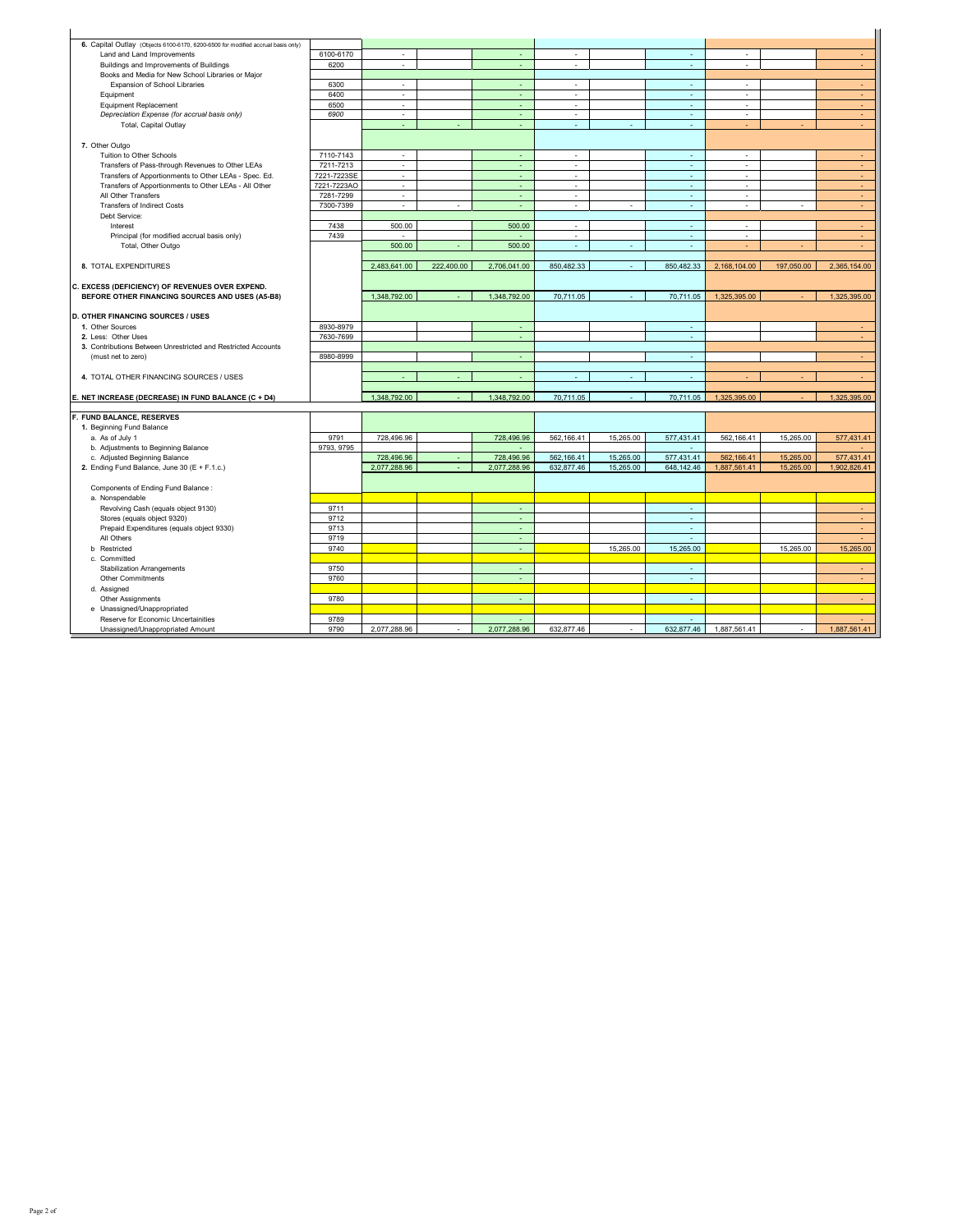| | | | | | | | | | | |
|---|---|---|---|---|---|---|---|---|---|---|
| **6.** Capital Outlay (Objects 6100-6170, 6200-6500 for modified accrual basis only) | | | | | | | | | | |
| Land and Land Improvements | 6100-6170 | - | | - | - | | - | - | | - |
| Buildings and Improvements of Buildings | 6200 | - | | - | - | | - | - | | - |
| Books and Media for New School Libraries or Major Expansion of School Libraries | 6300 | - | | - | - | | - | - | | - |
| Equipment | 6400 | - | | - | - | | - | - | | - |
| Equipment Replacement | 6500 | - | | - | - | | - | - | | - |
| *Depreciation Expense (for accrual basis only)* | *6900* | - | | - | - | | - | - | | - |
| Total, Capital Outlay | | - | - | - | - | - | - | - | - | - |
| **7.** Other Outgo | | | | | | | | | | |
| Tuition to Other Schools | 7110-7143 | - | | - | - | | - | - | | - |
| Transfers of Pass-through Revenues to Other LEAs | 7211-7213 | - | | - | - | | - | - | | - |
| Transfers of Apportionments to Other LEAs - Spec. Ed. | 7221-7223SE | - | | - | - | | - | - | | - |
| Transfers of Apportionments to Other LEAs - All Other | 7221-7223AO | - | | - | - | | - | - | | - |
| All Other Transfers | 7281-7299 | - | | - | - | | - | - | | - |
| Transfers of Indirect Costs | 7300-7399 | - | - | - | - | - | - | - | - | - |
| Debt Service: | | | | | | | | | | |
| Interest | 7438 | 500.00 | | 500.00 | - | | - | - | | - |
| Principal (for modified accrual basis only) | 7439 | - | | - | - | | - | - | | - |
| Total, Other Outgo | | 500.00 | - | 500.00 | - | - | - | - | - | - |
| **8.** TOTAL EXPENDITURES | | 2,483,641.00 | 222,400.00 | 2,706,041.00 | 850,482.33 | - | 850,482.33 | 2,168,104.00 | 197,050.00 | 2,365,154.00 |
| **C. EXCESS (DEFICIENCY) OF REVENUES OVER EXPEND. BEFORE OTHER FINANCING SOURCES AND USES (A5-B8)** | | 1,348,792.00 | - | 1,348,792.00 | 70,711.05 | - | 70,711.05 | 1,325,395.00 | - | 1,325,395.00 |
| **D. OTHER FINANCING SOURCES / USES** | | | | | | | | | | |
| **1.** Other Sources | 8930-8979 | | | - | | | - | | | - |
| **2.** Less: Other Uses | 7630-7699 | | | - | | | - | | | - |
| **3.** Contributions Between Unrestricted and Restricted Accounts (must net to zero) | 8980-8999 | | | - | | | - | | | - |
| **4.** TOTAL OTHER FINANCING SOURCES / USES | | - | - | - | - | - | - | - | - | - |
| **E. NET INCREASE (DECREASE) IN FUND BALANCE (C + D4)** | | 1,348,792.00 | - | 1,348,792.00 | 70,711.05 | - | 70,711.05 | 1,325,395.00 | - | 1,325,395.00 |
| **F. FUND BALANCE, RESERVES** | | | | | | | | | | |
| **1.** Beginning Fund Balance | | | | | | | | | | |
| a. As of July 1 | 9791 | 728,496.96 | | 728,496.96 | 562,166.41 | 15,265.00 | 577,431.41 | 562,166.41 | 15,265.00 | 577,431.41 |
| b. Adjustments to Beginning Balance | 9793, 9795 | | | - | | | - | | | - |
| c. Adjusted Beginning Balance | | 728,496.96 | - | 728,496.96 | 562,166.41 | 15,265.00 | 577,431.41 | 562,166.41 | 15,265.00 | 577,431.41 |
| **2.** Ending Fund Balance, June 30 (E + F.1.c.) | | 2,077,288.96 | - | 2,077,288.96 | 632,877.46 | 15,265.00 | 648,142.46 | 1,887,561.41 | 15,265.00 | 1,902,826.41 |
| Components of Ending Fund Balance : | | | | | | | | | | |
| a. Nonspendable | | | | | | | | | | |
| Revolving Cash (equals object 9130) | 9711 | | | - | | | - | | | - |
| Stores (equals object 9320) | 9712 | | | - | | | - | | | - |
| Prepaid Expenditures (equals object 9330) | 9713 | | | - | | | - | | | - |
| All Others | 9719 | | | - | | | - | | | - |
| b Restricted | 9740 | | | - | | 15,265.00 | 15,265.00 | | 15,265.00 | 15,265.00 |
| c. Committed | | | | | | | | | | |
| Stabilization Arrangements | 9750 | | | - | | | - | | | - |
| Other Commitments | 9760 | | | - | | | - | | | - |
| d. Assigned | | | | | | | | | | |
| Other Assignments | 9780 | | | - | | | - | | | - |
| e Unassigned/Unappropriated | | | | | | | | | | |
| Reserve for Economic Uncertainities | 9789 | | | - | | | - | | | - |
| Unassigned/Unappropriated Amount | 9790 | 2,077,288.96 | - | 2,077,288.96 | 632,877.46 | - | 632,877.46 | 1,887,561.41 | - | 1,887,561.41 |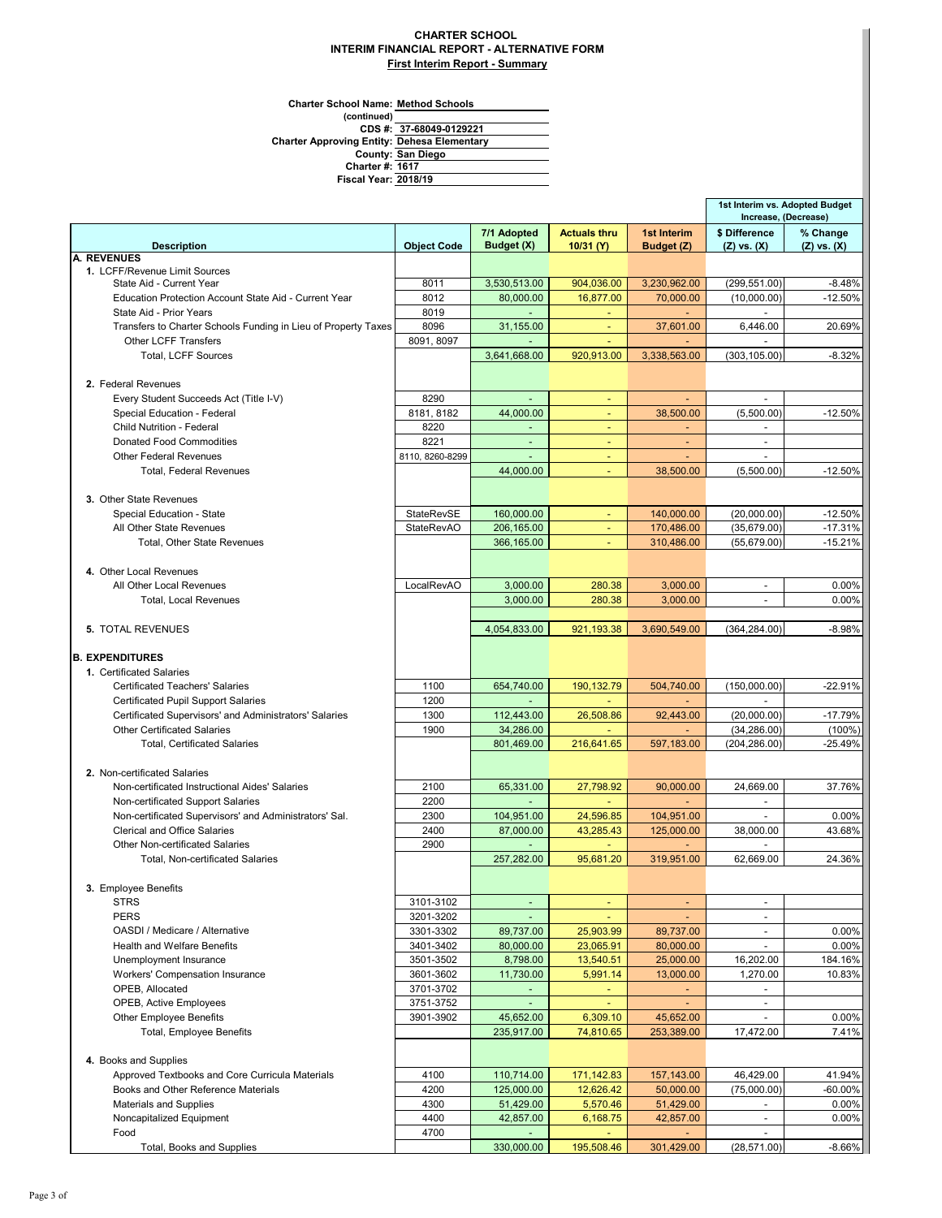**CHARTER SCHOOL**
**INTERIM FINANCIAL REPORT - ALTERNATIVE FORM**
**First Interim Report - Summary**

Charter School Name: **Method Schools**
(continued)
CDS #: **37-68049-0129221**
Charter Approving Entity: **Dehesa Elementary**
County: **San Diego**
Charter #: **1617**
Fiscal Year: **2018/19**

| Description | Object Code | 7/1 Adopted Budget (X) | Actuals thru 10/31 (Y) | 1st Interim Budget (Z) | 1st Interim vs. Adopted Budget Increase, (Decrease) | |
|---|---|---|---|---|---|---|
| | | | | | $ Difference (Z) vs. (X) | % Change (Z) vs. (X) |
| **A. REVENUES** | | | | | | |
| **1.** LCFF/Revenue Limit Sources | | | | | | |
| State Aid - Current Year | 8011 | 3,530,513.00 | 904,036.00 | 3,230,962.00 | (299,551.00) | -8.48% |
| Education Protection Account State Aid - Current Year | 8012 | 80,000.00 | 16,877.00 | 70,000.00 | (10,000.00) | -12.50% |
| State Aid - Prior Years | 8019 | - | - | - | - | |
| Transfers to Charter Schools Funding in Lieu of Property Taxes | 8096 | 31,155.00 | - | 37,601.00 | 6,446.00 | 20.69% |
| Other LCFF Transfers | 8091, 8097 | - | - | - | - | |
| Total, LCFF Sources | | 3,641,668.00 | 920,913.00 | 3,338,563.00 | (303,105.00) | -8.32% |
| **2.** Federal Revenues | | | | | | |
| Every Student Succeeds Act (Title I-V) | 8290 | - | - | - | - | |
| Special Education - Federal | 8181, 8182 | 44,000.00 | - | 38,500.00 | (5,500.00) | -12.50% |
| Child Nutrition - Federal | 8220 | - | - | - | - | |
| Donated Food Commodities | 8221 | - | - | - | - | |
| Other Federal Revenues | 8110, 8260-8299 | - | - | - | - | |
| Total, Federal Revenues | | 44,000.00 | - | 38,500.00 | (5,500.00) | -12.50% |
| **3.** Other State Revenues | | | | | | |
| Special Education - State | StateRevSE | 160,000.00 | - | 140,000.00 | (20,000.00) | -12.50% |
| All Other State Revenues | StateRevAO | 206,165.00 | - | 170,486.00 | (35,679.00) | -17.31% |
| Total, Other State Revenues | | 366,165.00 | - | 310,486.00 | (55,679.00) | -15.21% |
| **4.** Other Local Revenues | | | | | | |
| All Other Local Revenues | LocalRevAO | 3,000.00 | 280.38 | 3,000.00 | - | 0.00% |
| Total, Local Revenues | | 3,000.00 | 280.38 | 3,000.00 | - | 0.00% |
| **5.** TOTAL REVENUES | | 4,054,833.00 | 921,193.38 | 3,690,549.00 | (364,284.00) | -8.98% |
| **B. EXPENDITURES** | | | | | | |
| **1.** Certificated Salaries | | | | | | |
| Certificated Teachers' Salaries | 1100 | 654,740.00 | 190,132.79 | 504,740.00 | (150,000.00) | -22.91% |
| Certificated Pupil Support Salaries | 1200 | - | - | - | - | |
| Certificated Supervisors' and Administrators' Salaries | 1300 | 112,443.00 | 26,508.86 | 92,443.00 | (20,000.00) | -17.79% |
| Other Certificated Salaries | 1900 | 34,286.00 | - | - | (34,286.00) | (100%) |
| Total, Certificated Salaries | | 801,469.00 | 216,641.65 | 597,183.00 | (204,286.00) | -25.49% |
| **2.** Non-certificated Salaries | | | | | | |
| Non-certificated Instructional Aides' Salaries | 2100 | 65,331.00 | 27,798.92 | 90,000.00 | 24,669.00 | 37.76% |
| Non-certificated Support Salaries | 2200 | - | - | - | - | |
| Non-certificated Supervisors' and Administrators' Sal. | 2300 | 104,951.00 | 24,596.85 | 104,951.00 | - | 0.00% |
| Clerical and Office Salaries | 2400 | 87,000.00 | 43,285.43 | 125,000.00 | 38,000.00 | 43.68% |
| Other Non-certificated Salaries | 2900 | - | - | - | - | |
| Total, Non-certificated Salaries | | 257,282.00 | 95,681.20 | 319,951.00 | 62,669.00 | 24.36% |
| **3.** Employee Benefits | | | | | | |
| STRS | 3101-3102 | - | - | - | - | |
| PERS | 3201-3202 | - | - | - | - | |
| OASDI / Medicare / Alternative | 3301-3302 | 89,737.00 | 25,903.99 | 89,737.00 | - | 0.00% |
| Health and Welfare Benefits | 3401-3402 | 80,000.00 | 23,065.91 | 80,000.00 | - | 0.00% |
| Unemployment Insurance | 3501-3502 | 8,798.00 | 13,540.51 | 25,000.00 | 16,202.00 | 184.16% |
| Workers' Compensation Insurance | 3601-3602 | 11,730.00 | 5,991.14 | 13,000.00 | 1,270.00 | 10.83% |
| OPEB, Allocated | 3701-3702 | - | - | - | - | |
| OPEB, Active Employees | 3751-3752 | - | - | - | - | |
| Other Employee Benefits | 3901-3902 | 45,652.00 | 6,309.10 | 45,652.00 | - | 0.00% |
| Total, Employee Benefits | | 235,917.00 | 74,810.65 | 253,389.00 | 17,472.00 | 7.41% |
| **4.** Books and Supplies | | | | | | |
| Approved Textbooks and Core Curricula Materials | 4100 | 110,714.00 | 171,142.83 | 157,143.00 | 46,429.00 | 41.94% |
| Books and Other Reference Materials | 4200 | 125,000.00 | 12,626.42 | 50,000.00 | (75,000.00) | -60.00% |
| Materials and Supplies | 4300 | 51,429.00 | 5,570.46 | 51,429.00 | - | 0.00% |
| Noncapitalized Equipment | 4400 | 42,857.00 | 6,168.75 | 42,857.00 | - | 0.00% |
| Food | 4700 | - | - | - | - | |
| Total, Books and Supplies | | 330,000.00 | 195,508.46 | 301,429.00 | (28,571.00) | -8.66% |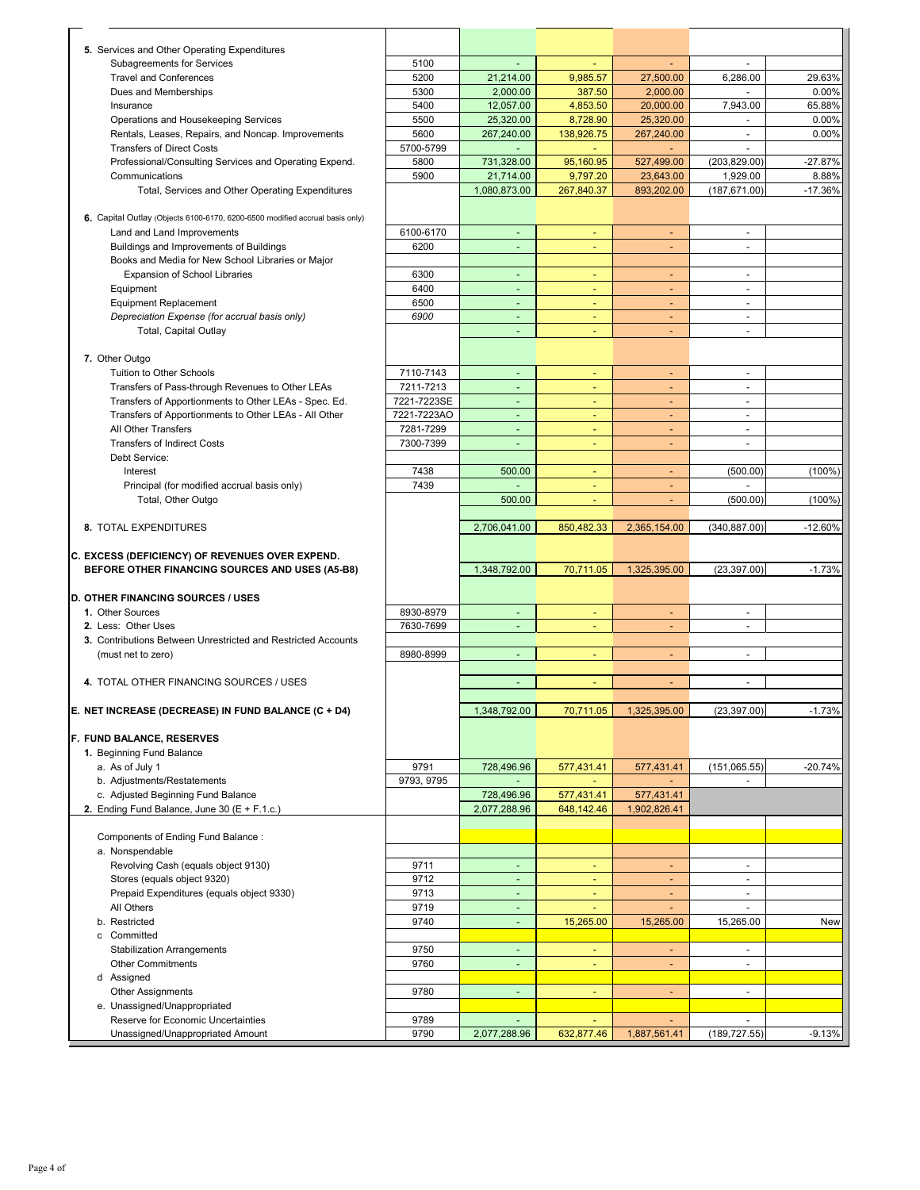| Description | Object Code | | | | | |
|---|---|---|---|---|---|---|
| **5.** Services and Other Operating Expenditures | | | | | | |
| Subagreements for Services | 5100 | - | - | - | - | |
| Travel and Conferences | 5200 | 21,214.00 | 9,985.57 | 27,500.00 | 6,286.00 | 29.63% |
| Dues and Memberships | 5300 | 2,000.00 | 387.50 | 2,000.00 | - | 0.00% |
| Insurance | 5400 | 12,057.00 | 4,853.50 | 20,000.00 | 7,943.00 | 65.88% |
| Operations and Housekeeping Services | 5500 | 25,320.00 | 8,728.90 | 25,320.00 | - | 0.00% |
| Rentals, Leases, Repairs, and Noncap. Improvements | 5600 | 267,240.00 | 138,926.75 | 267,240.00 | - | 0.00% |
| Transfers of Direct Costs | 5700-5799 | - | - | - | - | |
| Professional/Consulting Services and Operating Expend. | 5800 | 731,328.00 | 95,160.95 | 527,499.00 | (203,829.00) | -27.87% |
| Communications | 5900 | 21,714.00 | 9,797.20 | 23,643.00 | 1,929.00 | 8.88% |
| Total, Services and Other Operating Expenditures | | 1,080,873.00 | 267,840.37 | 893,202.00 | (187,671.00) | -17.36% |
| **6.** Capital Outlay (Objects 6100-6170, 6200-6500 modified accrual basis only) | | | | | | |
| Land and Land Improvements | 6100-6170 | - | - | - | - | |
| Buildings and Improvements of Buildings | 6200 | - | - | - | - | |
| Books and Media for New School Libraries or Major Expansion of School Libraries | 6300 | - | - | - | - | |
| Equipment | 6400 | - | - | - | - | |
| Equipment Replacement | 6500 | - | - | - | - | |
| *Depreciation Expense (for accrual basis only)* | *6900* | - | - | - | - | |
| Total, Capital Outlay | | - | - | - | - | |
| **7.** Other Outgo | | | | | | |
| Tuition to Other Schools | 7110-7143 | - | - | - | - | |
| Transfers of Pass-through Revenues to Other LEAs | 7211-7213 | - | - | - | - | |
| Transfers of Apportionments to Other LEAs - Spec. Ed. | 7221-7223SE | - | - | - | - | |
| Transfers of Apportionments to Other LEAs - All Other | 7221-7223AO | - | - | - | - | |
| All Other Transfers | 7281-7299 | - | - | - | - | |
| Transfers of Indirect Costs | 7300-7399 | - | - | - | - | |
| Debt Service: | | | | | | |
| Interest | 7438 | 500.00 | - | - | (500.00) | (100%) |
| Principal (for modified accrual basis only) | 7439 | - | - | - | - | |
| Total, Other Outgo | | 500.00 | - | - | (500.00) | (100%) |
| **8.** TOTAL EXPENDITURES | | 2,706,041.00 | 850,482.33 | 2,365,154.00 | (340,887.00) | -12.60% |
| **C. EXCESS (DEFICIENCY) OF REVENUES OVER EXPEND. BEFORE OTHER FINANCING SOURCES AND USES (A5-B8)** | | 1,348,792.00 | 70,711.05 | 1,325,395.00 | (23,397.00) | -1.73% |
| **D. OTHER FINANCING SOURCES / USES** | | | | | | |
| **1.** Other Sources | 8930-8979 | - | - | - | - | |
| **2.** Less: Other Uses | 7630-7699 | - | - | - | - | |
| **3.** Contributions Between Unrestricted and Restricted Accounts (must net to zero) | 8980-8999 | - | - | - | - | |
| **4.** TOTAL OTHER FINANCING SOURCES / USES | | - | - | - | - | |
| **E. NET INCREASE (DECREASE) IN FUND BALANCE (C + D4)** | | 1,348,792.00 | 70,711.05 | 1,325,395.00 | (23,397.00) | -1.73% |
| **F. FUND BALANCE, RESERVES** | | | | | | |
| **1.** Beginning Fund Balance | | | | | | |
| a. As of July 1 | 9791 | 728,496.96 | 577,431.41 | 577,431.41 | (151,065.55) | -20.74% |
| b. Adjustments/Restatements | 9793, 9795 | - | - | - | - | |
| c. Adjusted Beginning Fund Balance | | 728,496.96 | 577,431.41 | 577,431.41 | | |
| **2.** Ending Fund Balance, June 30 (E + F.1.c.) | | 2,077,288.96 | 648,142.46 | 1,902,826.41 | | |
| Components of Ending Fund Balance : | | | | | | |
| a. Nonspendable | | | | | | |
| Revolving Cash (equals object 9130) | 9711 | - | - | - | - | |
| Stores (equals object 9320) | 9712 | - | - | - | - | |
| Prepaid Expenditures (equals object 9330) | 9713 | - | - | - | - | |
| All Others | 9719 | - | - | - | - | |
| b. Restricted | 9740 | - | 15,265.00 | 15,265.00 | 15,265.00 | New |
| c Committed | | | | | | |
| Stabilization Arrangements | 9750 | - | - | - | - | |
| Other Commitments | 9760 | - | - | - | - | |
| d Assigned | | | | | | |
| Other Assignments | 9780 | - | - | - | - | |
| e. Unassigned/Unappropriated | | | | | | |
| Reserve for Economic Uncertainties | 9789 | - | - | - | - | |
| Unassigned/Unappropriated Amount | 9790 | 2,077,288.96 | 632,877.46 | 1,887,561.41 | (189,727.55) | -9.13% |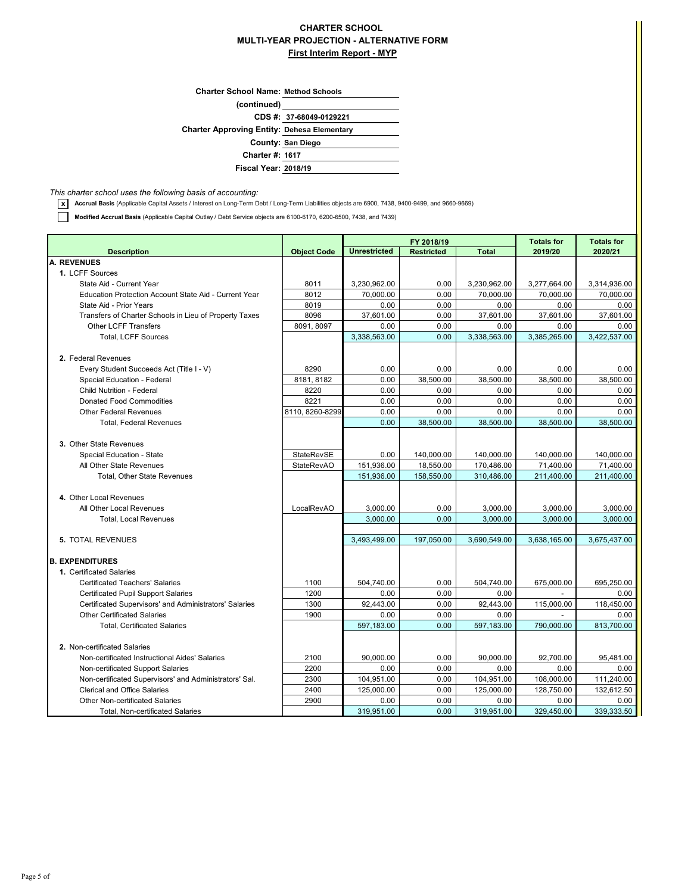# CHARTER SCHOOL
## MULTI-YEAR PROJECTION - ALTERNATIVE FORM
### First Interim Report - MYP

**Charter School Name:** Method Schools
**(continued)**
**CDS #:** 37-68049-0129221
**Charter Approving Entity:** Dehesa Elementary
**County:** San Diego
**Charter #:** 1617
**Fiscal Year:** 2018/19

*This charter school uses the following basis of accounting:*

- [x] **Accrual Basis** (Applicable Capital Assets / Interest on Long-Term Debt / Long-Term Liabilities objects are 6900, 7438, 9400-9499, and 9660-9669)
- [ ] **Modified Accrual Basis** (Applicable Capital Outlay / Debt Service objects are 6100-6170, 6200-6500, 7438, and 7439)

| Description | Object Code | FY 2018/19 Unrestricted | FY 2018/19 Restricted | FY 2018/19 Total | Totals for 2019/20 | Totals for 2020/21 |
|---|---|---|---|---|---|---|
| **A. REVENUES** | | | | | | |
| **1.** LCFF Sources | | | | | | |
| State Aid - Current Year | 8011 | 3,230,962.00 | 0.00 | 3,230,962.00 | 3,277,664.00 | 3,314,936.00 |
| Education Protection Account State Aid - Current Year | 8012 | 70,000.00 | 0.00 | 70,000.00 | 70,000.00 | 70,000.00 |
| State Aid - Prior Years | 8019 | 0.00 | 0.00 | 0.00 | 0.00 | 0.00 |
| Transfers of Charter Schools in Lieu of Property Taxes | 8096 | 37,601.00 | 0.00 | 37,601.00 | 37,601.00 | 37,601.00 |
| Other LCFF Transfers | 8091, 8097 | 0.00 | 0.00 | 0.00 | 0.00 | 0.00 |
| Total, LCFF Sources | | 3,338,563.00 | 0.00 | 3,338,563.00 | 3,385,265.00 | 3,422,537.00 |
| **2.** Federal Revenues | | | | | | |
| Every Student Succeeds Act (Title I - V) | 8290 | 0.00 | 0.00 | 0.00 | 0.00 | 0.00 |
| Special Education - Federal | 8181, 8182 | 0.00 | 38,500.00 | 38,500.00 | 38,500.00 | 38,500.00 |
| Child Nutrition - Federal | 8220 | 0.00 | 0.00 | 0.00 | 0.00 | 0.00 |
| Donated Food Commodities | 8221 | 0.00 | 0.00 | 0.00 | 0.00 | 0.00 |
| Other Federal Revenues | 8110, 8260-8299 | 0.00 | 0.00 | 0.00 | 0.00 | 0.00 |
| Total, Federal Revenues | | 0.00 | 38,500.00 | 38,500.00 | 38,500.00 | 38,500.00 |
| **3.** Other State Revenues | | | | | | |
| Special Education - State | StateRevSE | 0.00 | 140,000.00 | 140,000.00 | 140,000.00 | 140,000.00 |
| All Other State Revenues | StateRevAO | 151,936.00 | 18,550.00 | 170,486.00 | 71,400.00 | 71,400.00 |
| Total, Other State Revenues | | 151,936.00 | 158,550.00 | 310,486.00 | 211,400.00 | 211,400.00 |
| **4.** Other Local Revenues | | | | | | |
| All Other Local Revenues | LocalRevAO | 3,000.00 | 0.00 | 3,000.00 | 3,000.00 | 3,000.00 |
| Total, Local Revenues | | 3,000.00 | 0.00 | 3,000.00 | 3,000.00 | 3,000.00 |
| **5.** TOTAL REVENUES | | 3,493,499.00 | 197,050.00 | 3,690,549.00 | 3,638,165.00 | 3,675,437.00 |
| **B. EXPENDITURES** | | | | | | |
| **1.** Certificated Salaries | | | | | | |
| Certificated Teachers' Salaries | 1100 | 504,740.00 | 0.00 | 504,740.00 | 675,000.00 | 695,250.00 |
| Certificated Pupil Support Salaries | 1200 | 0.00 | 0.00 | 0.00 | - | 0.00 |
| Certificated Supervisors' and Administrators' Salaries | 1300 | 92,443.00 | 0.00 | 92,443.00 | 115,000.00 | 118,450.00 |
| Other Certificated Salaries | 1900 | 0.00 | 0.00 | 0.00 | - | 0.00 |
| Total, Certificated Salaries | | 597,183.00 | 0.00 | 597,183.00 | 790,000.00 | 813,700.00 |
| **2.** Non-certificated Salaries | | | | | | |
| Non-certificated Instructional Aides' Salaries | 2100 | 90,000.00 | 0.00 | 90,000.00 | 92,700.00 | 95,481.00 |
| Non-certificated Support Salaries | 2200 | 0.00 | 0.00 | 0.00 | 0.00 | 0.00 |
| Non-certificated Supervisors' and Administrators' Sal. | 2300 | 104,951.00 | 0.00 | 104,951.00 | 108,000.00 | 111,240.00 |
| Clerical and Office Salaries | 2400 | 125,000.00 | 0.00 | 125,000.00 | 128,750.00 | 132,612.50 |
| Other Non-certificated Salaries | 2900 | 0.00 | 0.00 | 0.00 | 0.00 | 0.00 |
| Total, Non-certificated Salaries | | 319,951.00 | 0.00 | 319,951.00 | 329,450.00 | 339,333.50 |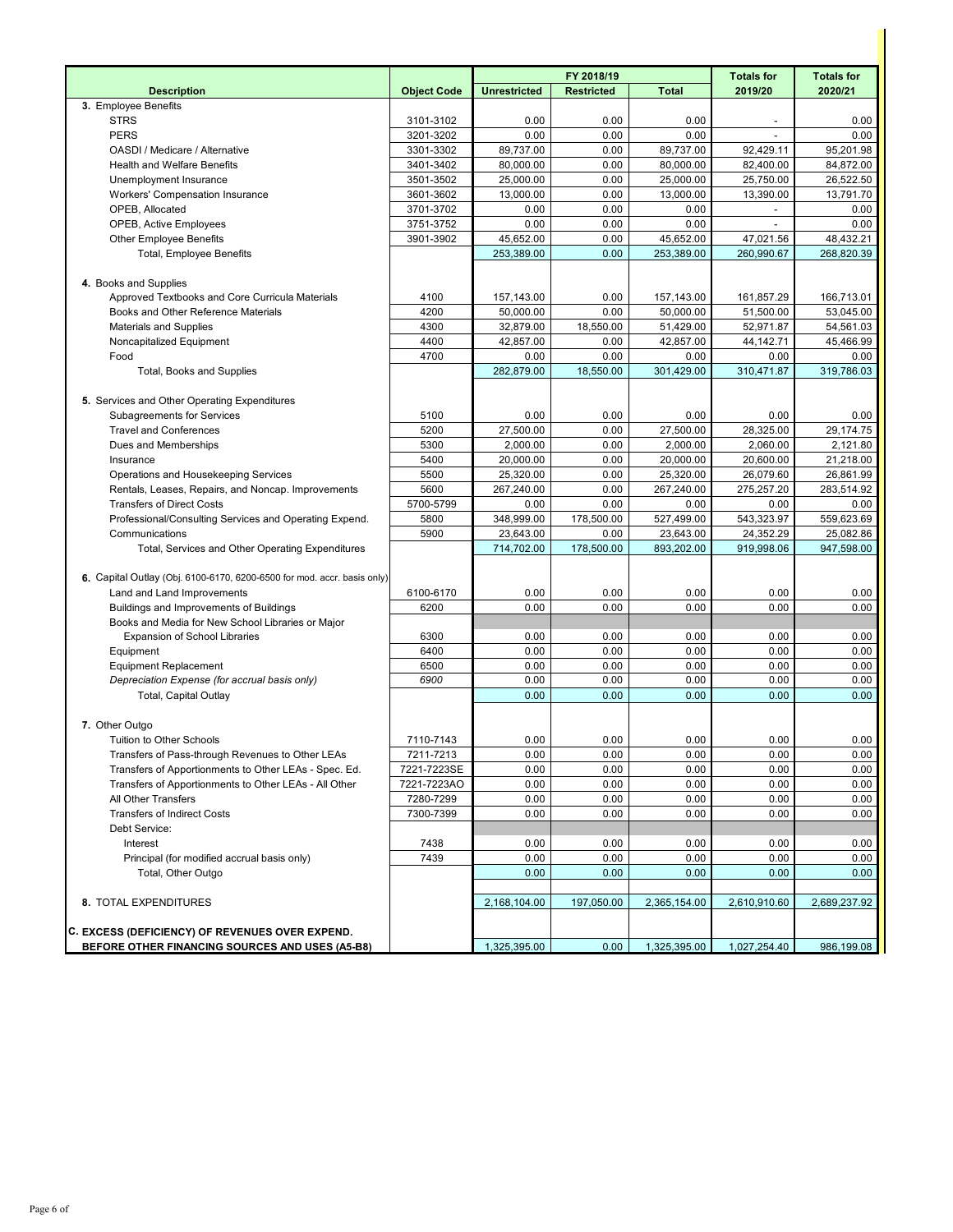| Description | Object Code | FY 2018/19 | | | Totals for | Totals for |
|---|---|---|---|---|---|---|
| | | Unrestricted | Restricted | Total | 2019/20 | 2020/21 |
| **3.** Employee Benefits | | | | | | |
| STRS | 3101-3102 | 0.00 | 0.00 | 0.00 | - | 0.00 |
| PERS | 3201-3202 | 0.00 | 0.00 | 0.00 | - | 0.00 |
| OASDI / Medicare / Alternative | 3301-3302 | 89,737.00 | 0.00 | 89,737.00 | 92,429.11 | 95,201.98 |
| Health and Welfare Benefits | 3401-3402 | 80,000.00 | 0.00 | 80,000.00 | 82,400.00 | 84,872.00 |
| Unemployment Insurance | 3501-3502 | 25,000.00 | 0.00 | 25,000.00 | 25,750.00 | 26,522.50 |
| Workers' Compensation Insurance | 3601-3602 | 13,000.00 | 0.00 | 13,000.00 | 13,390.00 | 13,791.70 |
| OPEB, Allocated | 3701-3702 | 0.00 | 0.00 | 0.00 | - | 0.00 |
| OPEB, Active Employees | 3751-3752 | 0.00 | 0.00 | 0.00 | - | 0.00 |
| Other Employee Benefits | 3901-3902 | 45,652.00 | 0.00 | 45,652.00 | 47,021.56 | 48,432.21 |
| Total, Employee Benefits | | 253,389.00 | 0.00 | 253,389.00 | 260,990.67 | 268,820.39 |
| **4.** Books and Supplies | | | | | | |
| Approved Textbooks and Core Curricula Materials | 4100 | 157,143.00 | 0.00 | 157,143.00 | 161,857.29 | 166,713.01 |
| Books and Other Reference Materials | 4200 | 50,000.00 | 0.00 | 50,000.00 | 51,500.00 | 53,045.00 |
| Materials and Supplies | 4300 | 32,879.00 | 18,550.00 | 51,429.00 | 52,971.87 | 54,561.03 |
| Noncapitalized Equipment | 4400 | 42,857.00 | 0.00 | 42,857.00 | 44,142.71 | 45,466.99 |
| Food | 4700 | 0.00 | 0.00 | 0.00 | 0.00 | 0.00 |
| Total, Books and Supplies | | 282,879.00 | 18,550.00 | 301,429.00 | 310,471.87 | 319,786.03 |
| **5.** Services and Other Operating Expenditures | | | | | | |
| Subagreements for Services | 5100 | 0.00 | 0.00 | 0.00 | 0.00 | 0.00 |
| Travel and Conferences | 5200 | 27,500.00 | 0.00 | 27,500.00 | 28,325.00 | 29,174.75 |
| Dues and Memberships | 5300 | 2,000.00 | 0.00 | 2,000.00 | 2,060.00 | 2,121.80 |
| Insurance | 5400 | 20,000.00 | 0.00 | 20,000.00 | 20,600.00 | 21,218.00 |
| Operations and Housekeeping Services | 5500 | 25,320.00 | 0.00 | 25,320.00 | 26,079.60 | 26,861.99 |
| Rentals, Leases, Repairs, and Noncap. Improvements | 5600 | 267,240.00 | 0.00 | 267,240.00 | 275,257.20 | 283,514.92 |
| Transfers of Direct Costs | 5700-5799 | 0.00 | 0.00 | 0.00 | 0.00 | 0.00 |
| Professional/Consulting Services and Operating Expend. | 5800 | 348,999.00 | 178,500.00 | 527,499.00 | 543,323.97 | 559,623.69 |
| Communications | 5900 | 23,643.00 | 0.00 | 23,643.00 | 24,352.29 | 25,082.86 |
| Total, Services and Other Operating Expenditures | | 714,702.00 | 178,500.00 | 893,202.00 | 919,998.06 | 947,598.00 |
| **6.** Capital Outlay (Obj. 6100-6170, 6200-6500 for mod. accr. basis only) | | | | | | |
| Land and Land Improvements | 6100-6170 | 0.00 | 0.00 | 0.00 | 0.00 | 0.00 |
| Buildings and Improvements of Buildings | 6200 | 0.00 | 0.00 | 0.00 | 0.00 | 0.00 |
| Books and Media for New School Libraries or Major Expansion of School Libraries | 6300 | 0.00 | 0.00 | 0.00 | 0.00 | 0.00 |
| Equipment | 6400 | 0.00 | 0.00 | 0.00 | 0.00 | 0.00 |
| Equipment Replacement | 6500 | 0.00 | 0.00 | 0.00 | 0.00 | 0.00 |
| *Depreciation Expense (for accrual basis only)* | *6900* | 0.00 | 0.00 | 0.00 | 0.00 | 0.00 |
| Total, Capital Outlay | | 0.00 | 0.00 | 0.00 | 0.00 | 0.00 |
| **7.** Other Outgo | | | | | | |
| Tuition to Other Schools | 7110-7143 | 0.00 | 0.00 | 0.00 | 0.00 | 0.00 |
| Transfers of Pass-through Revenues to Other LEAs | 7211-7213 | 0.00 | 0.00 | 0.00 | 0.00 | 0.00 |
| Transfers of Apportionments to Other LEAs - Spec. Ed. | 7221-7223SE | 0.00 | 0.00 | 0.00 | 0.00 | 0.00 |
| Transfers of Apportionments to Other LEAs - All Other | 7221-7223AO | 0.00 | 0.00 | 0.00 | 0.00 | 0.00 |
| All Other Transfers | 7280-7299 | 0.00 | 0.00 | 0.00 | 0.00 | 0.00 |
| Transfers of Indirect Costs | 7300-7399 | 0.00 | 0.00 | 0.00 | 0.00 | 0.00 |
| Debt Service: | | | | | | |
| Interest | 7438 | 0.00 | 0.00 | 0.00 | 0.00 | 0.00 |
| Principal (for modified accrual basis only) | 7439 | 0.00 | 0.00 | 0.00 | 0.00 | 0.00 |
| Total, Other Outgo | | 0.00 | 0.00 | 0.00 | 0.00 | 0.00 |
| **8.** TOTAL EXPENDITURES | | 2,168,104.00 | 197,050.00 | 2,365,154.00 | 2,610,910.60 | 2,689,237.92 |
| **C. EXCESS (DEFICIENCY) OF REVENUES OVER EXPEND. BEFORE OTHER FINANCING SOURCES AND USES (A5-B8)** | | 1,325,395.00 | 0.00 | 1,325,395.00 | 1,027,254.40 | 986,199.08 |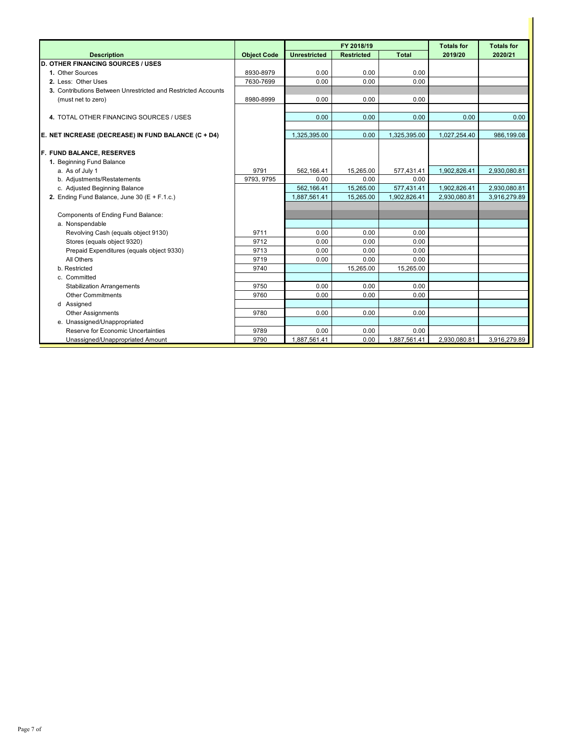| Description | Object Code | FY 2018/19 | | | Totals for | Totals for |
|---|---|---|---|---|---|---|
| | | Unrestricted | Restricted | Total | 2019/20 | 2020/21 |
| **D. OTHER FINANCING SOURCES / USES** | | | | | | |
| **1.** Other Sources | 8930-8979 | 0.00 | 0.00 | 0.00 | | |
| **2.** Less: Other Uses | 7630-7699 | 0.00 | 0.00 | 0.00 | | |
| **3.** Contributions Between Unrestricted and Restricted Accounts | | | | | | |
| (must net to zero) | 8980-8999 | 0.00 | 0.00 | 0.00 | | |
| **4.** TOTAL OTHER FINANCING SOURCES / USES | | 0.00 | 0.00 | 0.00 | 0.00 | 0.00 |
| **E. NET INCREASE (DECREASE) IN FUND BALANCE (C + D4)** | | 1,325,395.00 | 0.00 | 1,325,395.00 | 1,027,254.40 | 986,199.08 |
| **F. FUND BALANCE, RESERVES** | | | | | | |
| **1.** Beginning Fund Balance | | | | | | |
| a. As of July 1 | 9791 | 562,166.41 | 15,265.00 | 577,431.41 | 1,902,826.41 | 2,930,080.81 |
| b. Adjustments/Restatements | 9793, 9795 | 0.00 | 0.00 | 0.00 | | |
| c. Adjusted Beginning Balance | | 562,166.41 | 15,265.00 | 577,431.41 | 1,902,826.41 | 2,930,080.81 |
| **2.** Ending Fund Balance, June 30 (E + F.1.c.) | | 1,887,561.41 | 15,265.00 | 1,902,826.41 | 2,930,080.81 | 3,916,279.89 |
| Components of Ending Fund Balance: | | | | | | |
| a. Nonspendable | | | | | | |
| Revolving Cash (equals object 9130) | 9711 | 0.00 | 0.00 | 0.00 | | |
| Stores (equals object 9320) | 9712 | 0.00 | 0.00 | 0.00 | | |
| Prepaid Expenditures (equals object 9330) | 9713 | 0.00 | 0.00 | 0.00 | | |
| All Others | 9719 | 0.00 | 0.00 | 0.00 | | |
| b. Restricted | 9740 | | 15,265.00 | 15,265.00 | | |
| c. Committed | | | | | | |
| Stabilization Arrangements | 9750 | 0.00 | 0.00 | 0.00 | | |
| Other Commitments | 9760 | 0.00 | 0.00 | 0.00 | | |
| d Assigned | | | | | | |
| Other Assignments | 9780 | 0.00 | 0.00 | 0.00 | | |
| e. Unassigned/Unappropriated | | | | | | |
| Reserve for Economic Uncertainties | 9789 | 0.00 | 0.00 | 0.00 | | |
| Unassigned/Unappropriated Amount | 9790 | 1,887,561.41 | 0.00 | 1,887,561.41 | 2,930,080.81 | 3,916,279.89 |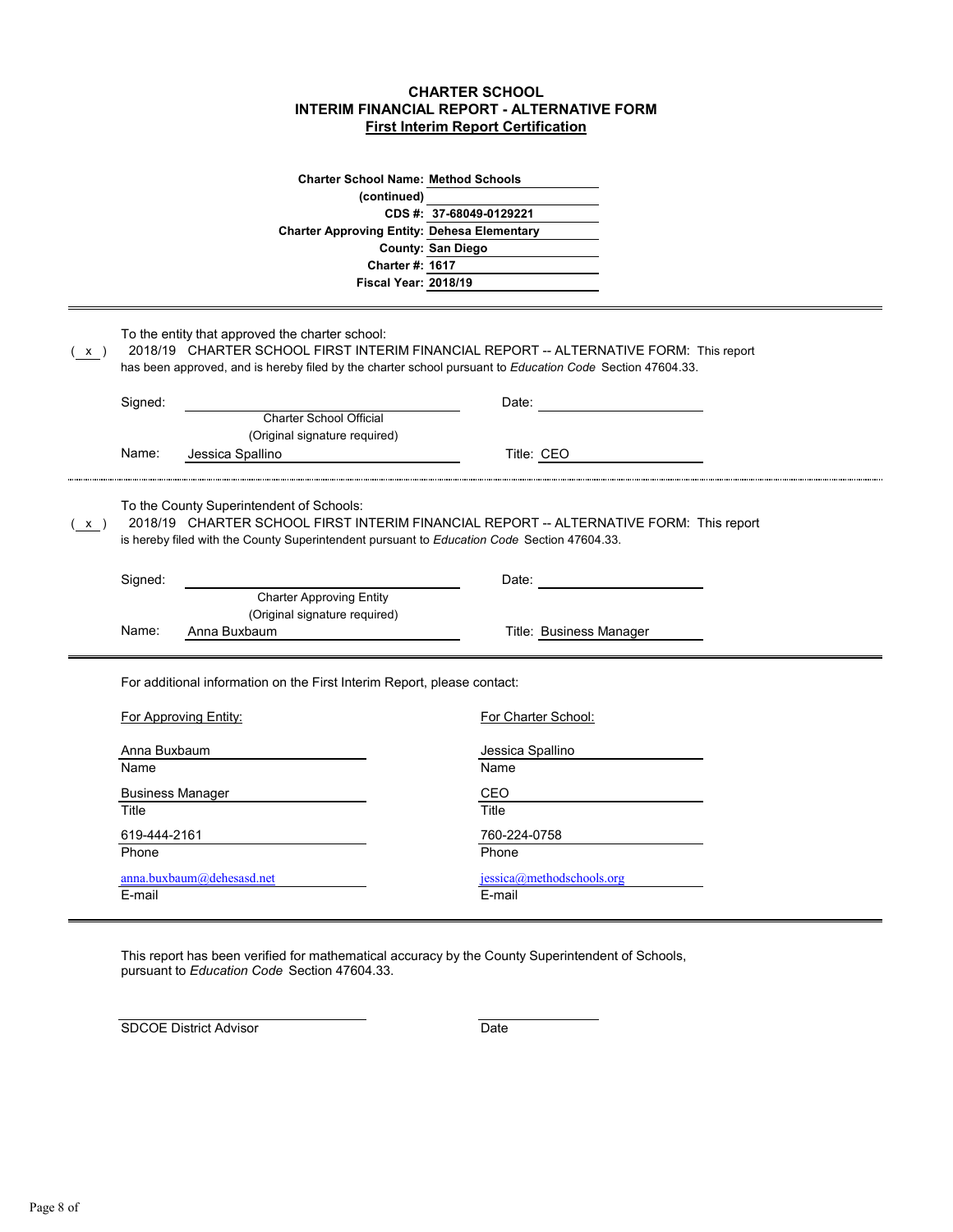# CHARTER SCHOOL
# INTERIM FINANCIAL REPORT - ALTERNATIVE FORM
## First Interim Report Certification

**Charter School Name:** Method Schools
**(continued)**
**CDS #:** 37-68049-0129221
**Charter Approving Entity:** Dehesa Elementary
**County:** San Diego
**Charter #:** 1617
**Fiscal Year:** 2018/19

---

To the entity that approved the charter school:

( x ) 2018/19 CHARTER SCHOOL FIRST INTERIM FINANCIAL REPORT -- ALTERNATIVE FORM: This report has been approved, and is hereby filed by the charter school pursuant to *Education Code* Section 47604.33.

Signed: ______________________ Date: ______________________
Charter School Official
(Original signature required)

Name: Jessica Spallino Title: CEO

---

To the County Superintendent of Schools:

( x ) 2018/19 CHARTER SCHOOL FIRST INTERIM FINANCIAL REPORT -- ALTERNATIVE FORM: This report is hereby filed with the County Superintendent pursuant to *Education Code* Section 47604.33.

Signed: ______________________ Date: ______________________
Charter Approving Entity
(Original signature required)

Name: Anna Buxbaum Title: Business Manager

---

For additional information on the First Interim Report, please contact:

| For Approving Entity: | | For Charter School: | |
|---|---|---|---|
| Name | Anna Buxbaum | Name | Jessica Spallino |
| Title | Business Manager | Title | CEO |
| Phone | 619-444-2161 | Phone | 760-224-0758 |
| E-mail | anna.buxbaum@dehesasd.net | E-mail | jessica@methodschools.org |

---

This report has been verified for mathematical accuracy by the County Superintendent of Schools, pursuant to *Education Code* Section 47604.33.

SDCOE District Advisor ______________________ Date ______________________